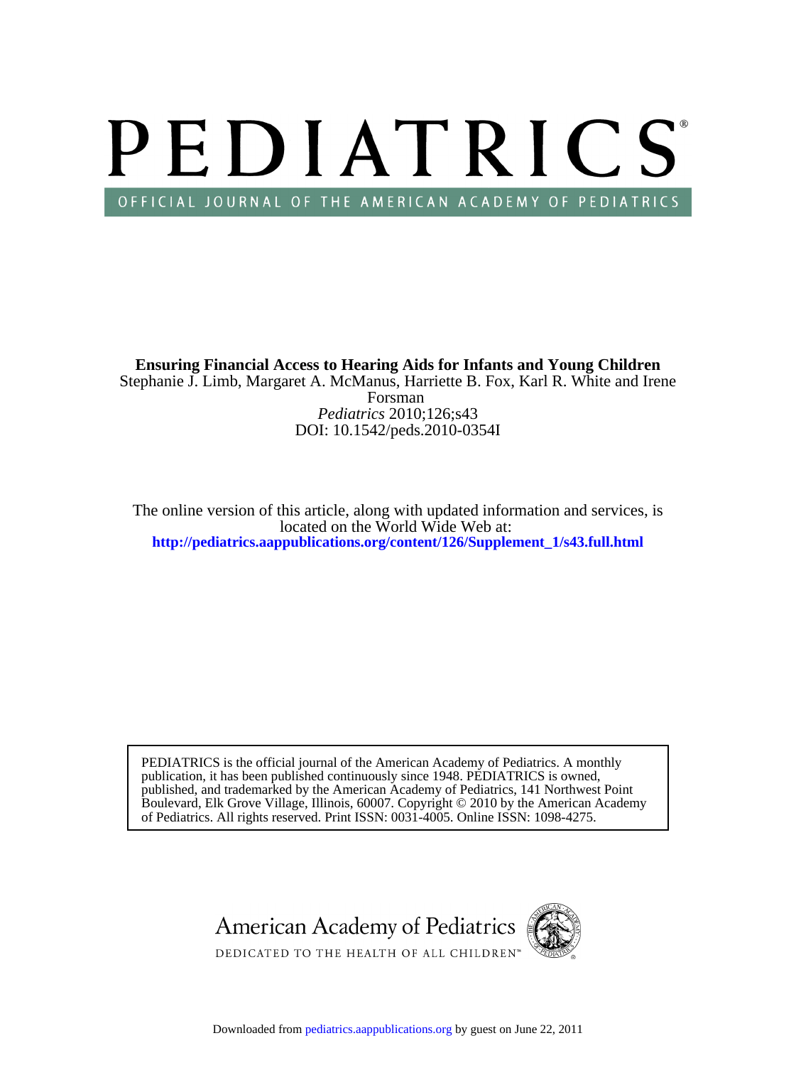# PEDIATRICS®

OFFICIAL JOURNAL OF THE AMERICAN ACADEMY OF PEDIATRICS

**Ensuring Financial Access to Hearing Aids for Infants and Young Children**

Stephanie J. Limb, Margaret A. McManus, Harriette B. Fox, Karl R. White and Irene Forsman

*Pediatrics* 2010;126;s43

DOI: 10.1542/peds.2010-0354I

The online version of this article, along with updated information and services, is located on the World Wide Web at:

**http://pediatrics.aappublications.org/content/126/Supplement_1/s43.full.html**

PEDIATRICS is the official journal of the American Academy of Pediatrics. A monthly publication, it has been published continuously since 1948. PEDIATRICS is owned, published, and trademarked by the American Academy of Pediatrics, 141 Northwest Point Boulevard, Elk Grove Village, Illinois, 60007. Copyright © 2010 by the American Academy of Pediatrics. All rights reserved. Print ISSN: 0031-4005. Online ISSN: 1098-4275.

American Academy of Pediatrics

DEDICATED TO THE HEALTH OF ALL CHILDREN™

Downloaded from pediatrics.aappublications.org by guest on June 22, 2011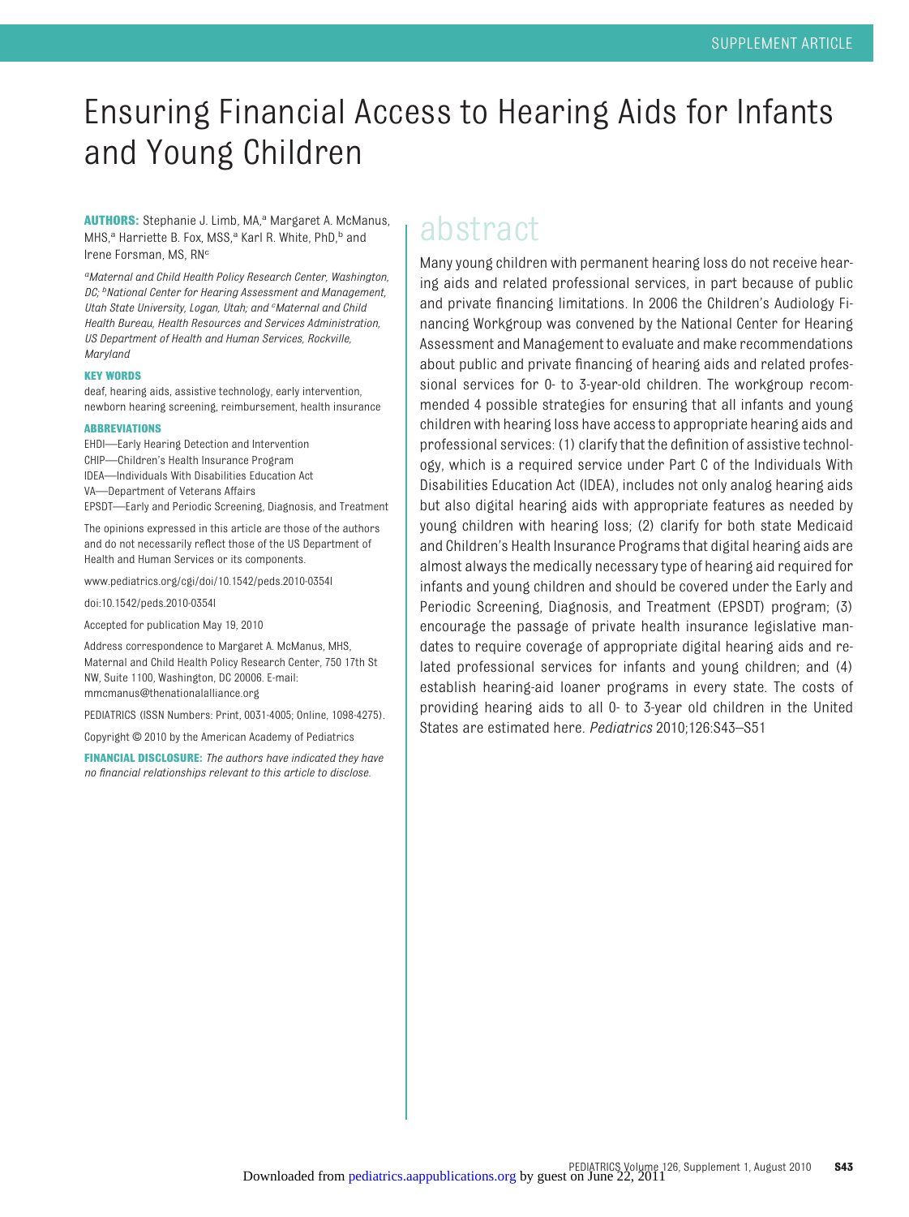# Ensuring Financial Access to Hearing Aids for Infants and Young Children

**AUTHORS:** Stephanie J. Limb, MA,[a] Margaret A. McManus, MHS,[a] Harriette B. Fox, MSS,[a] Karl R. White, PhD,[b] and Irene Forsman, MS, RN[c]

[a]*Maternal and Child Health Policy Research Center, Washington, DC;* [b]*National Center for Hearing Assessment and Management, Utah State University, Logan, Utah; and* [c]*Maternal and Child Health Bureau, Health Resources and Services Administration, US Department of Health and Human Services, Rockville, Maryland*

**KEY WORDS**

deaf, hearing aids, assistive technology, early intervention, newborn hearing screening, reimbursement, health insurance

**ABBREVIATIONS**

EHDI—Early Hearing Detection and Intervention
CHIP—Children's Health Insurance Program
IDEA—Individuals With Disabilities Education Act
VA—Department of Veterans Affairs
EPSDT—Early and Periodic Screening, Diagnosis, and Treatment

The opinions expressed in this article are those of the authors and do not necessarily reflect those of the US Department of Health and Human Services or its components.

www.pediatrics.org/cgi/doi/10.1542/peds.2010-0354l

doi:10.1542/peds.2010-0354l

Accepted for publication May 19, 2010

Address correspondence to Margaret A. McManus, MHS, Maternal and Child Health Policy Research Center, 750 17th St NW, Suite 1100, Washington, DC 20006. E-mail: mmcmanus@thenationalalliance.org

PEDIATRICS (ISSN Numbers: Print, 0031-4005; Online, 1098-4275).

Copyright © 2010 by the American Academy of Pediatrics

**FINANCIAL DISCLOSURE:** *The authors have indicated they have no financial relationships relevant to this article to disclose.*

## abstract

Many young children with permanent hearing loss do not receive hearing aids and related professional services, in part because of public and private financing limitations. In 2006 the Children's Audiology Financing Workgroup was convened by the National Center for Hearing Assessment and Management to evaluate and make recommendations about public and private financing of hearing aids and related professional services for 0- to 3-year-old children. The workgroup recommended 4 possible strategies for ensuring that all infants and young children with hearing loss have access to appropriate hearing aids and professional services: (1) clarify that the definition of assistive technology, which is a required service under Part C of the Individuals With Disabilities Education Act (IDEA), includes not only analog hearing aids but also digital hearing aids with appropriate features as needed by young children with hearing loss; (2) clarify for both state Medicaid and Children's Health Insurance Programs that digital hearing aids are almost always the medically necessary type of hearing aid required for infants and young children and should be covered under the Early and Periodic Screening, Diagnosis, and Treatment (EPSDT) program; (3) encourage the passage of private health insurance legislative mandates to require coverage of appropriate digital hearing aids and related professional services for infants and young children; and (4) establish hearing-aid loaner programs in every state. The costs of providing hearing aids to all 0- to 3-year old children in the United States are estimated here. *Pediatrics* 2010;126:S43–S51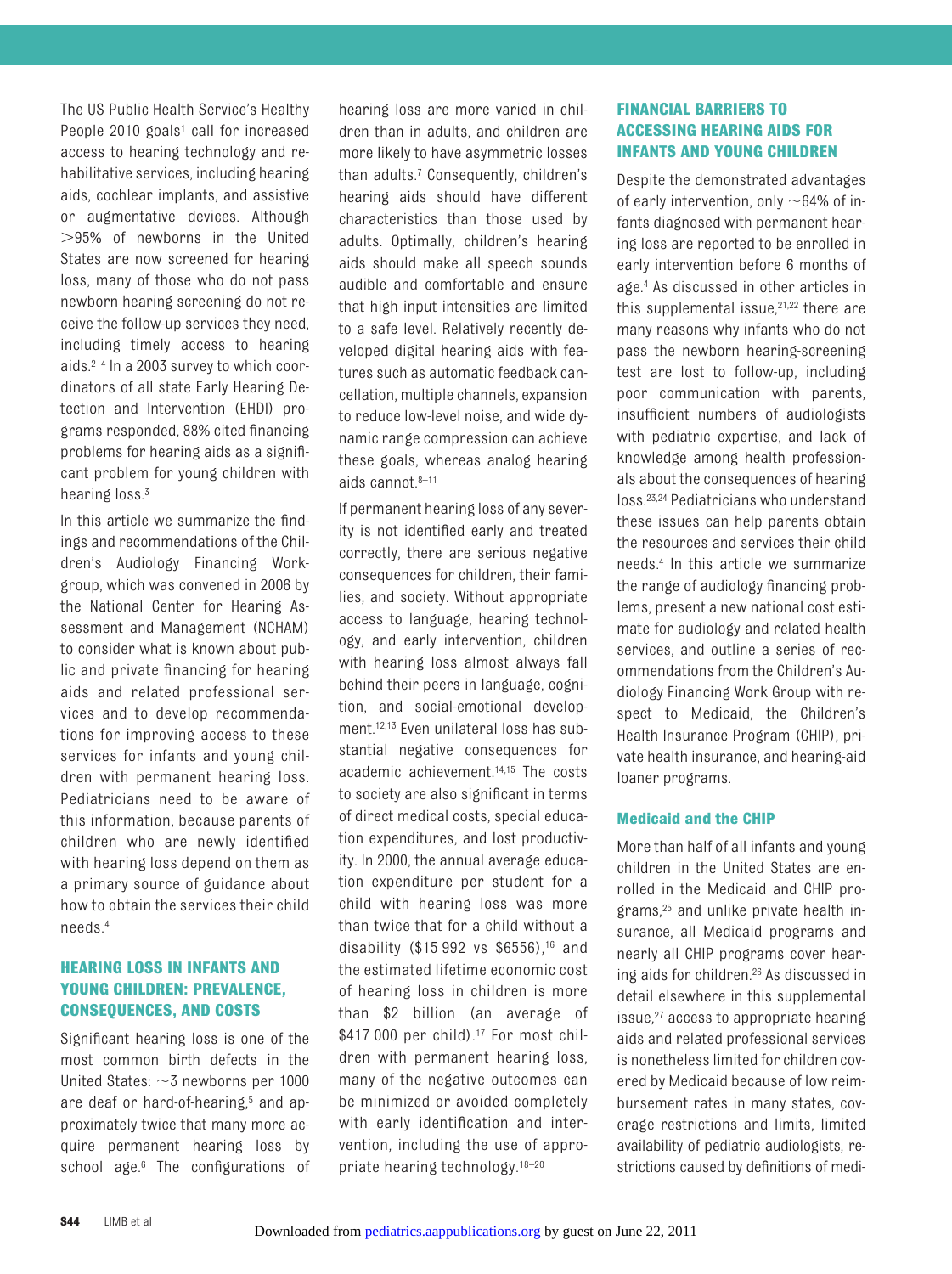The US Public Health Service's Healthy People 2010 goals[1] call for increased access to hearing technology and rehabilitative services, including hearing aids, cochlear implants, and assistive or augmentative devices. Although >95% of newborns in the United States are now screened for hearing loss, many of those who do not pass newborn hearing screening do not receive the follow-up services they need, including timely access to hearing aids.[2–4] In a 2003 survey to which coordinators of all state Early Hearing Detection and Intervention (EHDI) programs responded, 88% cited financing problems for hearing aids as a significant problem for young children with hearing loss.[3]

In this article we summarize the findings and recommendations of the Children's Audiology Financing Workgroup, which was convened in 2006 by the National Center for Hearing Assessment and Management (NCHAM) to consider what is known about public and private financing for hearing aids and related professional services and to develop recommendations for improving access to these services for infants and young children with permanent hearing loss. Pediatricians need to be aware of this information, because parents of children who are newly identified with hearing loss depend on them as a primary source of guidance about how to obtain the services their child needs.[4]

## HEARING LOSS IN INFANTS AND YOUNG CHILDREN: PREVALENCE, CONSEQUENCES, AND COSTS

Significant hearing loss is one of the most common birth defects in the United States: ~3 newborns per 1000 are deaf or hard-of-hearing,[5] and approximately twice that many more acquire permanent hearing loss by school age.[6] The configurations of hearing loss are more varied in children than in adults, and children are more likely to have asymmetric losses than adults.[7] Consequently, children's hearing aids should have different characteristics than those used by adults. Optimally, children's hearing aids should make all speech sounds audible and comfortable and ensure that high input intensities are limited to a safe level. Relatively recently developed digital hearing aids with features such as automatic feedback cancellation, multiple channels, expansion to reduce low-level noise, and wide dynamic range compression can achieve these goals, whereas analog hearing aids cannot.[8–11]

If permanent hearing loss of any severity is not identified early and treated correctly, there are serious negative consequences for children, their families, and society. Without appropriate access to language, hearing technology, and early intervention, children with hearing loss almost always fall behind their peers in language, cognition, and social-emotional development.[12,13] Even unilateral loss has substantial negative consequences for academic achievement.[14,15] The costs to society are also significant in terms of direct medical costs, special education expenditures, and lost productivity. In 2000, the annual average education expenditure per student for a child with hearing loss was more than twice that for a child without a disability ($15 992 vs $6556),[16] and the estimated lifetime economic cost of hearing loss in children is more than $2 billion (an average of $417 000 per child).[17] For most children with permanent hearing loss, many of the negative outcomes can be minimized or avoided completely with early identification and intervention, including the use of appropriate hearing technology.[18–20]

## FINANCIAL BARRIERS TO ACCESSING HEARING AIDS FOR INFANTS AND YOUNG CHILDREN

Despite the demonstrated advantages of early intervention, only ~64% of infants diagnosed with permanent hearing loss are reported to be enrolled in early intervention before 6 months of age.[4] As discussed in other articles in this supplemental issue,[21,22] there are many reasons why infants who do not pass the newborn hearing-screening test are lost to follow-up, including poor communication with parents, insufficient numbers of audiologists with pediatric expertise, and lack of knowledge among health professionals about the consequences of hearing loss.[23,24] Pediatricians who understand these issues can help parents obtain the resources and services their child needs.[4] In this article we summarize the range of audiology financing problems, present a new national cost estimate for audiology and related health services, and outline a series of recommendations from the Children's Audiology Financing Work Group with respect to Medicaid, the Children's Health Insurance Program (CHIP), private health insurance, and hearing-aid loaner programs.

### Medicaid and the CHIP

More than half of all infants and young children in the United States are enrolled in the Medicaid and CHIP programs,[25] and unlike private health insurance, all Medicaid programs and nearly all CHIP programs cover hearing aids for children.[26] As discussed in detail elsewhere in this supplemental issue,[27] access to appropriate hearing aids and related professional services is nonetheless limited for children covered by Medicaid because of low reimbursement rates in many states, coverage restrictions and limits, limited availability of pediatric audiologists, restrictions caused by definitions of medi-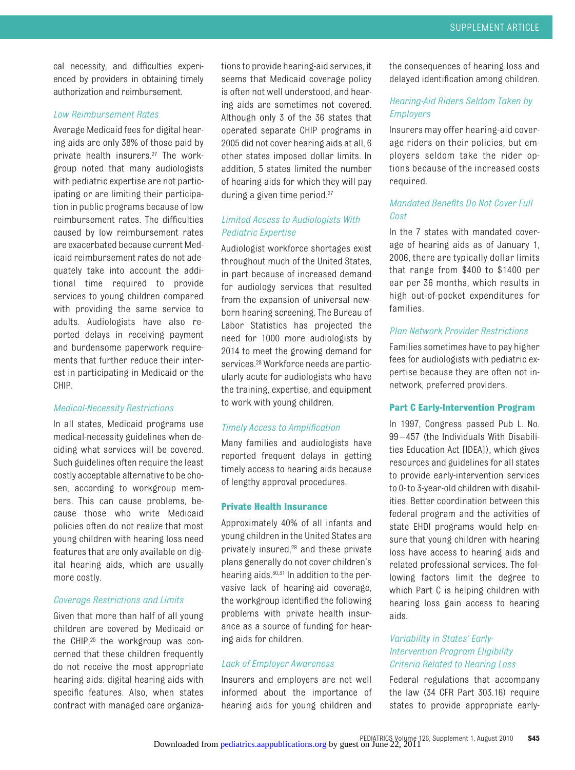cal necessity, and difficulties experienced by providers in obtaining timely authorization and reimbursement.

#### *Low Reimbursement Rates*

Average Medicaid fees for digital hearing aids are only 38% of those paid by private health insurers.[27] The workgroup noted that many audiologists with pediatric expertise are not participating or are limiting their participation in public programs because of low reimbursement rates. The difficulties caused by low reimbursement rates are exacerbated because current Medicaid reimbursement rates do not adequately take into account the additional time required to provide services to young children compared with providing the same service to adults. Audiologists have also reported delays in receiving payment and burdensome paperwork requirements that further reduce their interest in participating in Medicaid or the CHIP.

#### *Medical-Necessity Restrictions*

In all states, Medicaid programs use medical-necessity guidelines when deciding what services will be covered. Such guidelines often require the least costly acceptable alternative to be chosen, according to workgroup members. This can cause problems, because those who write Medicaid policies often do not realize that most young children with hearing loss need features that are only available on digital hearing aids, which are usually more costly.

#### *Coverage Restrictions and Limits*

Given that more than half of all young children are covered by Medicaid or the CHIP,[25] the workgroup was concerned that these children frequently do not receive the most appropriate hearing aids: digital hearing aids with specific features. Also, when states contract with managed care organizations to provide hearing-aid services, it seems that Medicaid coverage policy is often not well understood, and hearing aids are sometimes not covered. Although only 3 of the 36 states that operated separate CHIP programs in 2005 did not cover hearing aids at all, 6 other states imposed dollar limits. In addition, 5 states limited the number of hearing aids for which they will pay during a given time period.[27]

#### *Limited Access to Audiologists With Pediatric Expertise*

Audiologist workforce shortages exist throughout much of the United States, in part because of increased demand for audiology services that resulted from the expansion of universal newborn hearing screening. The Bureau of Labor Statistics has projected the need for 1000 more audiologists by 2014 to meet the growing demand for services.[28] Workforce needs are particularly acute for audiologists who have the training, expertise, and equipment to work with young children.

#### *Timely Access to Amplification*

Many families and audiologists have reported frequent delays in getting timely access to hearing aids because of lengthy approval procedures.

### **Private Health Insurance**

Approximately 40% of all infants and young children in the United States are privately insured,[29] and these private plans generally do not cover children's hearing aids.[30,31] In addition to the pervasive lack of hearing-aid coverage, the workgroup identified the following problems with private health insurance as a source of funding for hearing aids for children.

#### *Lack of Employer Awareness*

Insurers and employers are not well informed about the importance of hearing aids for young children and the consequences of hearing loss and delayed identification among children.

#### *Hearing-Aid Riders Seldom Taken by Employers*

Insurers may offer hearing-aid coverage riders on their policies, but employers seldom take the rider options because of the increased costs required.

#### *Mandated Benefits Do Not Cover Full Cost*

In the 7 states with mandated coverage of hearing aids as of January 1, 2006, there are typically dollar limits that range from $400 to $1400 per ear per 36 months, which results in high out-of-pocket expenditures for families.

#### *Plan Network Provider Restrictions*

Families sometimes have to pay higher fees for audiologists with pediatric expertise because they are often not in-network, preferred providers.

### **Part C Early-Intervention Program**

In 1997, Congress passed Pub L. No. 99–457 (the Individuals With Disabilities Education Act [IDEA]), which gives resources and guidelines for all states to provide early-intervention services to 0- to 3-year-old children with disabilities. Better coordination between this federal program and the activities of state EHDI programs would help ensure that young children with hearing loss have access to hearing aids and related professional services. The following factors limit the degree to which Part C is helping children with hearing loss gain access to hearing aids.

#### *Variability in States' Early-Intervention Program Eligibility Criteria Related to Hearing Loss*

Federal regulations that accompany the law (34 CFR Part 303.16) require states to provide appropriate early-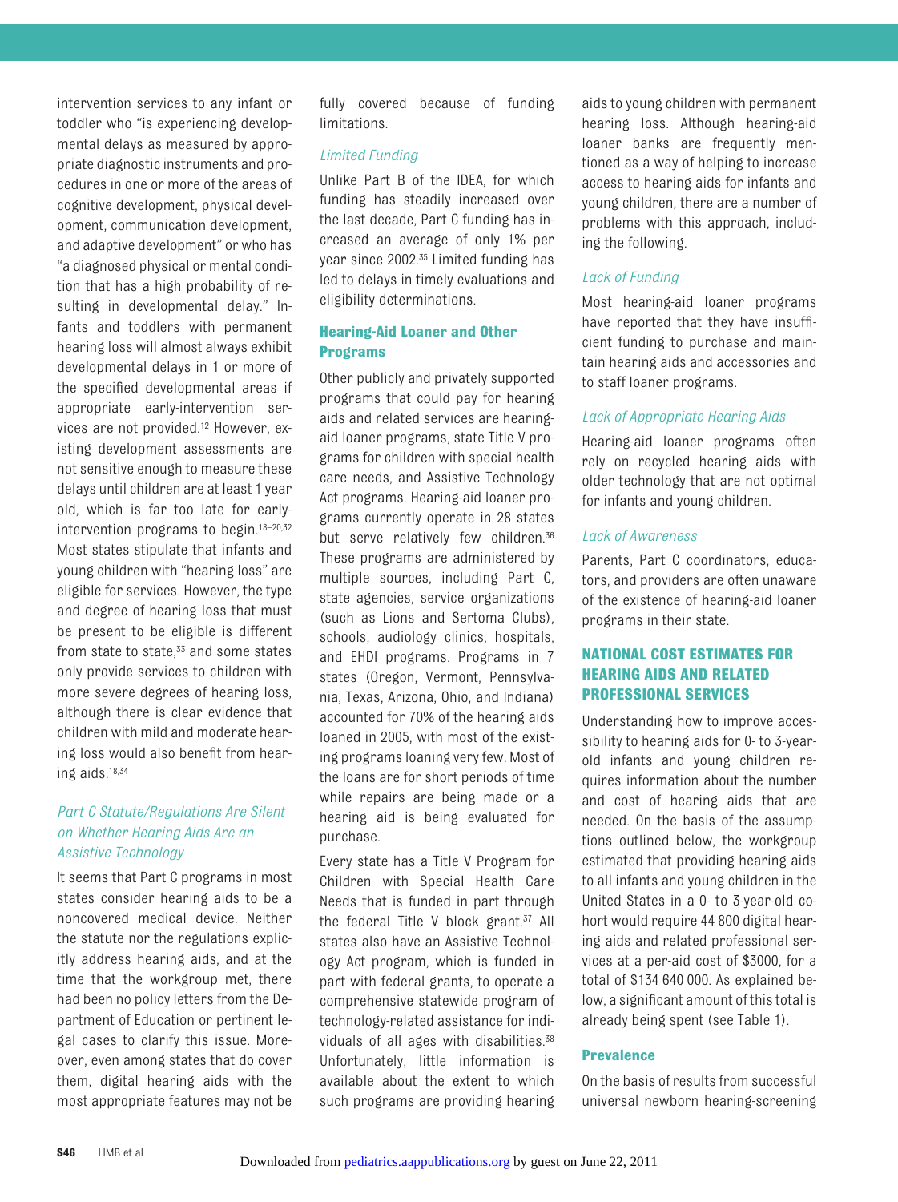intervention services to any infant or toddler who "is experiencing developmental delays as measured by appropriate diagnostic instruments and procedures in one or more of the areas of cognitive development, physical development, communication development, and adaptive development" or who has "a diagnosed physical or mental condition that has a high probability of resulting in developmental delay." Infants and toddlers with permanent hearing loss will almost always exhibit developmental delays in 1 or more of the specified developmental areas if appropriate early-intervention services are not provided.[12] However, existing development assessments are not sensitive enough to measure these delays until children are at least 1 year old, which is far too late for early-intervention programs to begin.[18–20,32] Most states stipulate that infants and young children with "hearing loss" are eligible for services. However, the type and degree of hearing loss that must be present to be eligible is different from state to state,[33] and some states only provide services to children with more severe degrees of hearing loss, although there is clear evidence that children with mild and moderate hearing loss would also benefit from hearing aids.[18,34]

### *Part C Statute/Regulations Are Silent on Whether Hearing Aids Are an Assistive Technology*

It seems that Part C programs in most states consider hearing aids to be a noncovered medical device. Neither the statute nor the regulations explicitly address hearing aids, and at the time that the workgroup met, there had been no policy letters from the Department of Education or pertinent legal cases to clarify this issue. Moreover, even among states that do cover them, digital hearing aids with the most appropriate features may not be fully covered because of funding limitations.

### *Limited Funding*

Unlike Part B of the IDEA, for which funding has steadily increased over the last decade, Part C funding has increased an average of only 1% per year since 2002.[35] Limited funding has led to delays in timely evaluations and eligibility determinations.

## Hearing-Aid Loaner and Other Programs

Other publicly and privately supported programs that could pay for hearing aids and related services are hearing-aid loaner programs, state Title V programs for children with special health care needs, and Assistive Technology Act programs. Hearing-aid loaner programs currently operate in 28 states but serve relatively few children.[36] These programs are administered by multiple sources, including Part C, state agencies, service organizations (such as Lions and Sertoma Clubs), schools, audiology clinics, hospitals, and EHDI programs. Programs in 7 states (Oregon, Vermont, Pennsylvania, Texas, Arizona, Ohio, and Indiana) accounted for 70% of the hearing aids loaned in 2005, with most of the existing programs loaning very few. Most of the loans are for short periods of time while repairs are being made or a hearing aid is being evaluated for purchase.

Every state has a Title V Program for Children with Special Health Care Needs that is funded in part through the federal Title V block grant.[37] All states also have an Assistive Technology Act program, which is funded in part with federal grants, to operate a comprehensive statewide program of technology-related assistance for individuals of all ages with disabilities.[38] Unfortunately, little information is available about the extent to which such programs are providing hearing aids to young children with permanent hearing loss. Although hearing-aid loaner banks are frequently mentioned as a way of helping to increase access to hearing aids for infants and young children, there are a number of problems with this approach, including the following.

### *Lack of Funding*

Most hearing-aid loaner programs have reported that they have insufficient funding to purchase and maintain hearing aids and accessories and to staff loaner programs.

### *Lack of Appropriate Hearing Aids*

Hearing-aid loaner programs often rely on recycled hearing aids with older technology that are not optimal for infants and young children.

### *Lack of Awareness*

Parents, Part C coordinators, educators, and providers are often unaware of the existence of hearing-aid loaner programs in their state.

# NATIONAL COST ESTIMATES FOR HEARING AIDS AND RELATED PROFESSIONAL SERVICES

Understanding how to improve accessibility to hearing aids for 0- to 3-year-old infants and young children requires information about the number and cost of hearing aids that are needed. On the basis of the assumptions outlined below, the workgroup estimated that providing hearing aids to all infants and young children in the United States in a 0- to 3-year-old cohort would require 44 800 digital hearing aids and related professional services at a per-aid cost of $3000, for a total of $134 640 000. As explained below, a significant amount of this total is already being spent (see Table 1).

## Prevalence

On the basis of results from successful universal newborn hearing-screening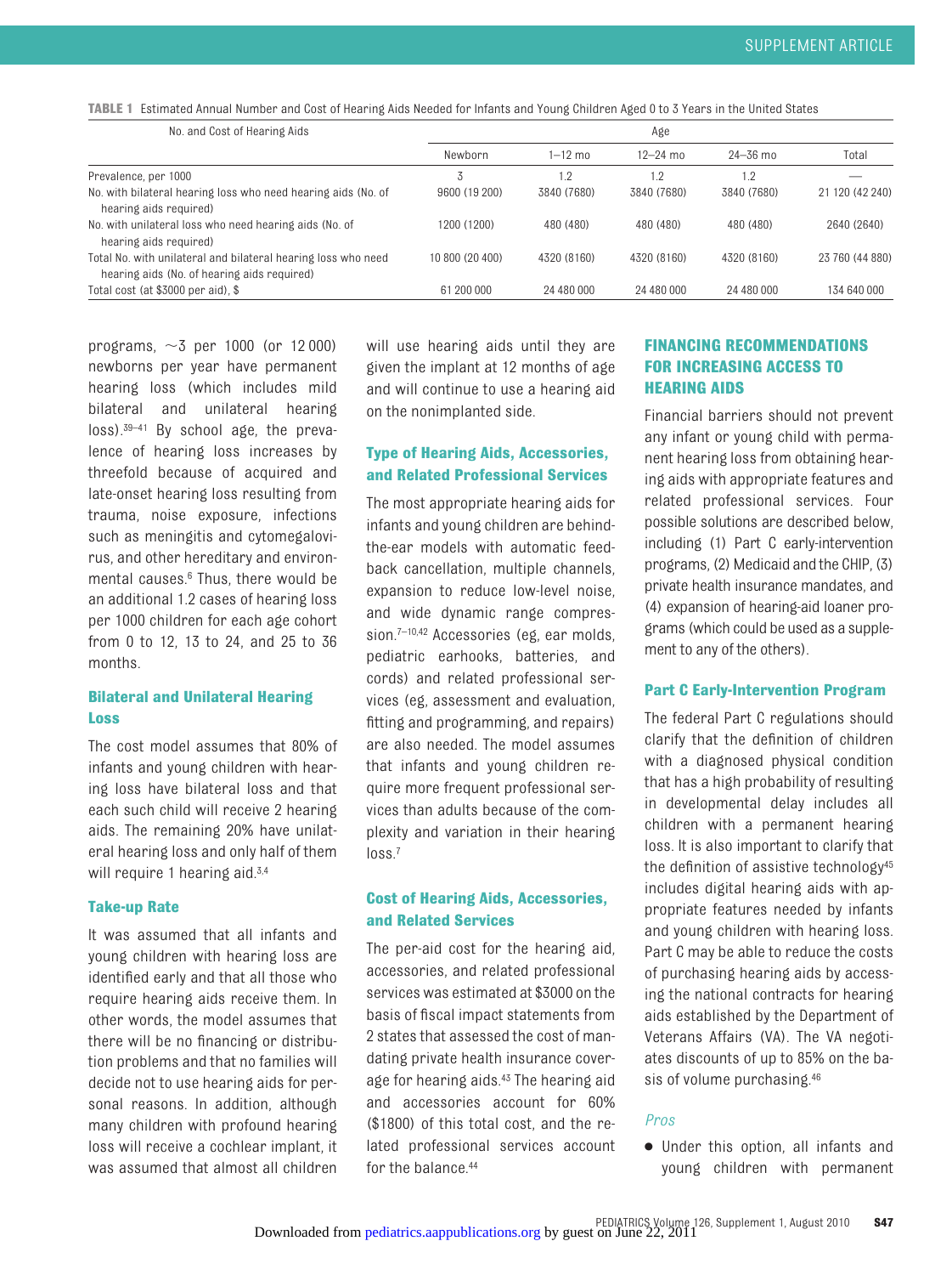**TABLE 1** Estimated Annual Number and Cost of Hearing Aids Needed for Infants and Young Children Aged 0 to 3 Years in the United States

| No. and Cost of Hearing Aids | Age | | | | |
|---|---|---|---|---|---|
| | Newborn | 1–12 mo | 12–24 mo | 24–36 mo | Total |
| Prevalence, per 1000 | 3 | 1.2 | 1.2 | 1.2 | — |
| No. with bilateral hearing loss who need hearing aids (No. of hearing aids required) | 9600 (19 200) | 3840 (7680) | 3840 (7680) | 3840 (7680) | 21 120 (42 240) |
| No. with unilateral loss who need hearing aids (No. of hearing aids required) | 1200 (1200) | 480 (480) | 480 (480) | 480 (480) | 2640 (2640) |
| Total No. with unilateral and bilateral hearing loss who need hearing aids (No. of hearing aids required) | 10 800 (20 400) | 4320 (8160) | 4320 (8160) | 4320 (8160) | 23 760 (44 880) |
| Total cost (at $3000 per aid), $ | 61 200 000 | 24 480 000 | 24 480 000 | 24 480 000 | 134 640 000 |

programs, ~3 per 1000 (or 12 000) newborns per year have permanent hearing loss (which includes mild bilateral and unilateral hearing loss).[39–41] By school age, the prevalence of hearing loss increases by threefold because of acquired and late-onset hearing loss resulting from trauma, noise exposure, infections such as meningitis and cytomegalovirus, and other hereditary and environmental causes.[6] Thus, there would be an additional 1.2 cases of hearing loss per 1000 children for each age cohort from 0 to 12, 13 to 24, and 25 to 36 months.

### Bilateral and Unilateral Hearing Loss

The cost model assumes that 80% of infants and young children with hearing loss have bilateral loss and that each such child will receive 2 hearing aids. The remaining 20% have unilateral hearing loss and only half of them will require 1 hearing aid.[3,4]

### Take-up Rate

It was assumed that all infants and young children with hearing loss are identified early and that all those who require hearing aids receive them. In other words, the model assumes that there will be no financing or distribution problems and that no families will decide not to use hearing aids for personal reasons. In addition, although many children with profound hearing loss will receive a cochlear implant, it was assumed that almost all children will use hearing aids until they are given the implant at 12 months of age and will continue to use a hearing aid on the nonimplanted side.

### Type of Hearing Aids, Accessories, and Related Professional Services

The most appropriate hearing aids for infants and young children are behind-the-ear models with automatic feedback cancellation, multiple channels, expansion to reduce low-level noise, and wide dynamic range compression.[7–10,42] Accessories (eg, ear molds, pediatric earhooks, batteries, and cords) and related professional services (eg, assessment and evaluation, fitting and programming, and repairs) are also needed. The model assumes that infants and young children require more frequent professional services than adults because of the complexity and variation in their hearing loss.[7]

### Cost of Hearing Aids, Accessories, and Related Services

The per-aid cost for the hearing aid, accessories, and related professional services was estimated at $3000 on the basis of fiscal impact statements from 2 states that assessed the cost of mandating private health insurance coverage for hearing aids.[43] The hearing aid and accessories account for 60% ($1800) of this total cost, and the related professional services account for the balance.[44]

## FINANCING RECOMMENDATIONS FOR INCREASING ACCESS TO HEARING AIDS

Financial barriers should not prevent any infant or young child with permanent hearing loss from obtaining hearing aids with appropriate features and related professional services. Four possible solutions are described below, including (1) Part C early-intervention programs, (2) Medicaid and the CHIP, (3) private health insurance mandates, and (4) expansion of hearing-aid loaner programs (which could be used as a supplement to any of the others).

### Part C Early-Intervention Program

The federal Part C regulations should clarify that the definition of children with a diagnosed physical condition that has a high probability of resulting in developmental delay includes all children with a permanent hearing loss. It is also important to clarify that the definition of assistive technology[45] includes digital hearing aids with appropriate features needed by infants and young children with hearing loss. Part C may be able to reduce the costs of purchasing hearing aids by accessing the national contracts for hearing aids established by the Department of Veterans Affairs (VA). The VA negotiates discounts of up to 85% on the basis of volume purchasing.[46]

#### *Pros*

- Under this option, all infants and young children with permanent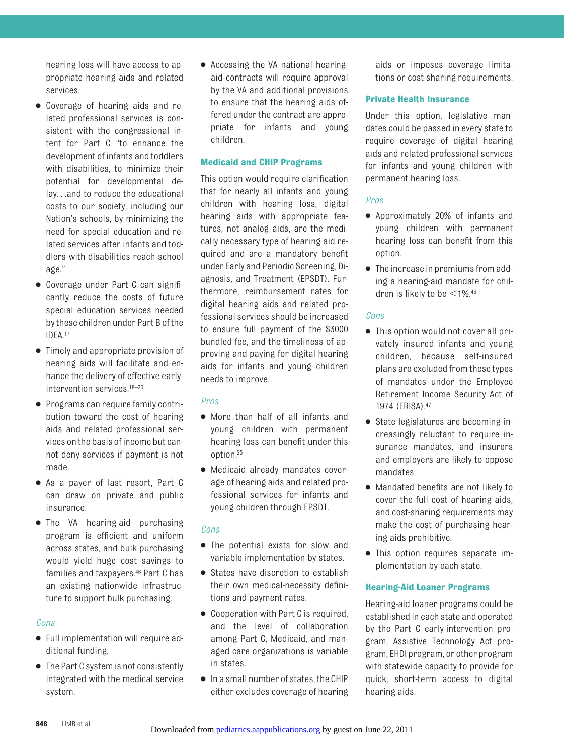hearing loss will have access to appropriate hearing aids and related services.

- Coverage of hearing aids and related professional services is consistent with the congressional intent for Part C "to enhance the development of infants and toddlers with disabilities, to minimize their potential for developmental delay. . .and to reduce the educational costs to our society, including our Nation's schools, by minimizing the need for special education and related services after infants and toddlers with disabilities reach school age."
- Coverage under Part C can significantly reduce the costs of future special education services needed by these children under Part B of the IDEA.[17]
- Timely and appropriate provision of hearing aids will facilitate and enhance the delivery of effective early-intervention services.[18–20]
- Programs can require family contribution toward the cost of hearing aids and related professional services on the basis of income but cannot deny services if payment is not made.
- As a payer of last resort, Part C can draw on private and public insurance.
- The VA hearing-aid purchasing program is efficient and uniform across states, and bulk purchasing would yield huge cost savings to families and taxpayers.[46] Part C has an existing nationwide infrastructure to support bulk purchasing.

*Cons*

- Full implementation will require additional funding.
- The Part C system is not consistently integrated with the medical service system.
- Accessing the VA national hearing-aid contracts will require approval by the VA and additional provisions to ensure that the hearing aids offered under the contract are appropriate for infants and young children.

### Medicaid and CHIP Programs

This option would require clarification that for nearly all infants and young children with hearing loss, digital hearing aids with appropriate features, not analog aids, are the medically necessary type of hearing aid required and are a mandatory benefit under Early and Periodic Screening, Diagnosis, and Treatment (EPSDT). Furthermore, reimbursement rates for digital hearing aids and related professional services should be increased to ensure full payment of the $3000 bundled fee, and the timeliness of approving and paying for digital hearing aids for infants and young children needs to improve.

*Pros*

- More than half of all infants and young children with permanent hearing loss can benefit under this option.[25]
- Medicaid already mandates coverage of hearing aids and related professional services for infants and young children through EPSDT.

*Cons*

- The potential exists for slow and variable implementation by states.
- States have discretion to establish their own medical-necessity definitions and payment rates.
- Cooperation with Part C is required, and the level of collaboration among Part C, Medicaid, and managed care organizations is variable in states.
- In a small number of states, the CHIP either excludes coverage of hearing aids or imposes coverage limitations or cost-sharing requirements.

### Private Health Insurance

Under this option, legislative mandates could be passed in every state to require coverage of digital hearing aids and related professional services for infants and young children with permanent hearing loss.

*Pros*

- Approximately 20% of infants and young children with permanent hearing loss can benefit from this option.
- The increase in premiums from adding a hearing-aid mandate for children is likely to be <1%.[43]

*Cons*

- This option would not cover all privately insured infants and young children, because self-insured plans are excluded from these types of mandates under the Employee Retirement Income Security Act of 1974 (ERISA).[47]
- State legislatures are becoming increasingly reluctant to require insurance mandates, and insurers and employers are likely to oppose mandates.
- Mandated benefits are not likely to cover the full cost of hearing aids, and cost-sharing requirements may make the cost of purchasing hearing aids prohibitive.
- This option requires separate implementation by each state.

### Hearing-Aid Loaner Programs

Hearing-aid loaner programs could be established in each state and operated by the Part C early-intervention program, Assistive Technology Act program, EHDI program, or other program with statewide capacity to provide for quick, short-term access to digital hearing aids.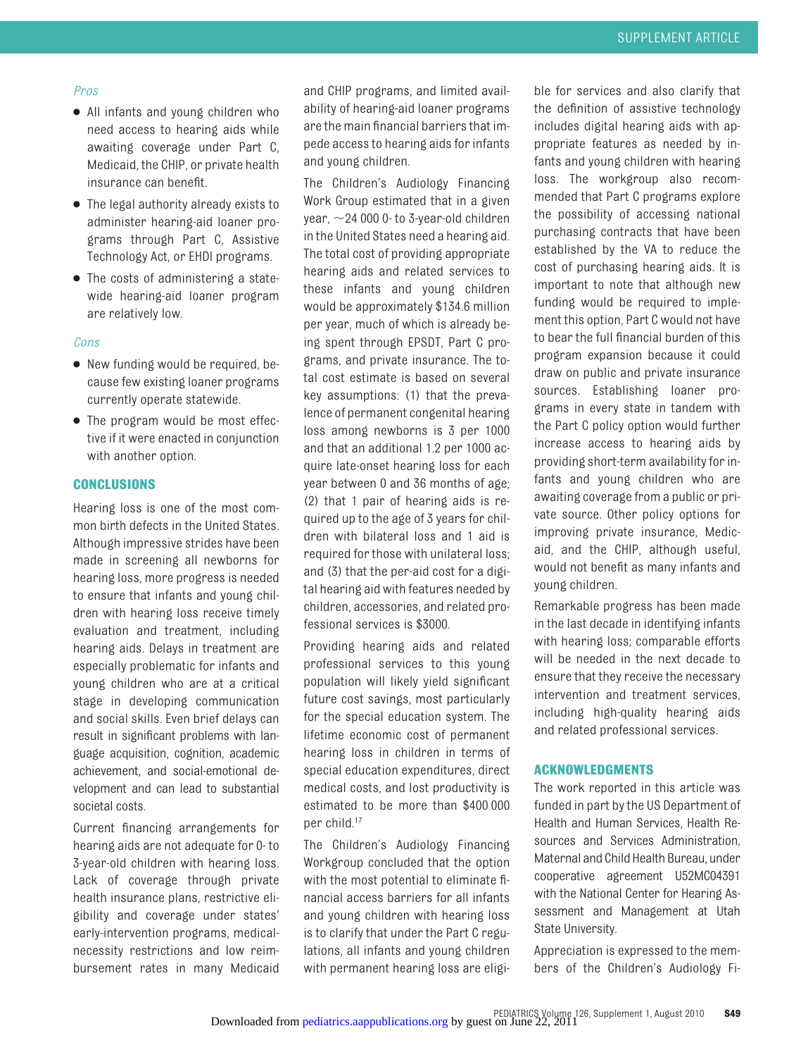*Pros*

- All infants and young children who need access to hearing aids while awaiting coverage under Part C, Medicaid, the CHIP, or private health insurance can benefit.
- The legal authority already exists to administer hearing-aid loaner programs through Part C, Assistive Technology Act, or EHDI programs.
- The costs of administering a statewide hearing-aid loaner program are relatively low.

*Cons*

- New funding would be required, because few existing loaner programs currently operate statewide.
- The program would be most effective if it were enacted in conjunction with another option.

## CONCLUSIONS

Hearing loss is one of the most common birth defects in the United States. Although impressive strides have been made in screening all newborns for hearing loss, more progress is needed to ensure that infants and young children with hearing loss receive timely evaluation and treatment, including hearing aids. Delays in treatment are especially problematic for infants and young children who are at a critical stage in developing communication and social skills. Even brief delays can result in significant problems with language acquisition, cognition, academic achievement, and social-emotional development and can lead to substantial societal costs.

Current financing arrangements for hearing aids are not adequate for 0- to 3-year-old children with hearing loss. Lack of coverage through private health insurance plans, restrictive eligibility and coverage under states' early-intervention programs, medical-necessity restrictions and low reimbursement rates in many Medicaid and CHIP programs, and limited availability of hearing-aid loaner programs are the main financial barriers that impede access to hearing aids for infants and young children.

The Children's Audiology Financing Work Group estimated that in a given year, ~24 000 0- to 3-year-old children in the United States need a hearing aid. The total cost of providing appropriate hearing aids and related services to these infants and young children would be approximately $134.6 million per year, much of which is already being spent through EPSDT, Part C programs, and private insurance. The total cost estimate is based on several key assumptions: (1) that the prevalence of permanent congenital hearing loss among newborns is 3 per 1000 and that an additional 1.2 per 1000 acquire late-onset hearing loss for each year between 0 and 36 months of age; (2) that 1 pair of hearing aids is required up to the age of 3 years for children with bilateral loss and 1 aid is required for those with unilateral loss; and (3) that the per-aid cost for a digital hearing aid with features needed by children, accessories, and related professional services is $3000.

Providing hearing aids and related professional services to this young population will likely yield significant future cost savings, most particularly for the special education system. The lifetime economic cost of permanent hearing loss in children in terms of special education expenditures, direct medical costs, and lost productivity is estimated to be more than $400 000 per child.[17]

The Children's Audiology Financing Workgroup concluded that the option with the most potential to eliminate financial access barriers for all infants and young children with hearing loss is to clarify that under the Part C regulations, all infants and young children with permanent hearing loss are eligible for services and also clarify that the definition of assistive technology includes digital hearing aids with appropriate features as needed by infants and young children with hearing loss. The workgroup also recommended that Part C programs explore the possibility of accessing national purchasing contracts that have been established by the VA to reduce the cost of purchasing hearing aids. It is important to note that although new funding would be required to implement this option, Part C would not have to bear the full financial burden of this program expansion because it could draw on public and private insurance sources. Establishing loaner programs in every state in tandem with the Part C policy option would further increase access to hearing aids by providing short-term availability for infants and young children who are awaiting coverage from a public or private source. Other policy options for improving private insurance, Medicaid, and the CHIP, although useful, would not benefit as many infants and young children.

Remarkable progress has been made in the last decade in identifying infants with hearing loss; comparable efforts will be needed in the next decade to ensure that they receive the necessary intervention and treatment services, including high-quality hearing aids and related professional services.

## ACKNOWLEDGMENTS

The work reported in this article was funded in part by the US Department of Health and Human Services, Health Resources and Services Administration, Maternal and Child Health Bureau, under cooperative agreement U52MC04391 with the National Center for Hearing Assessment and Management at Utah State University.

Appreciation is expressed to the members of the Children's Audiology Fi-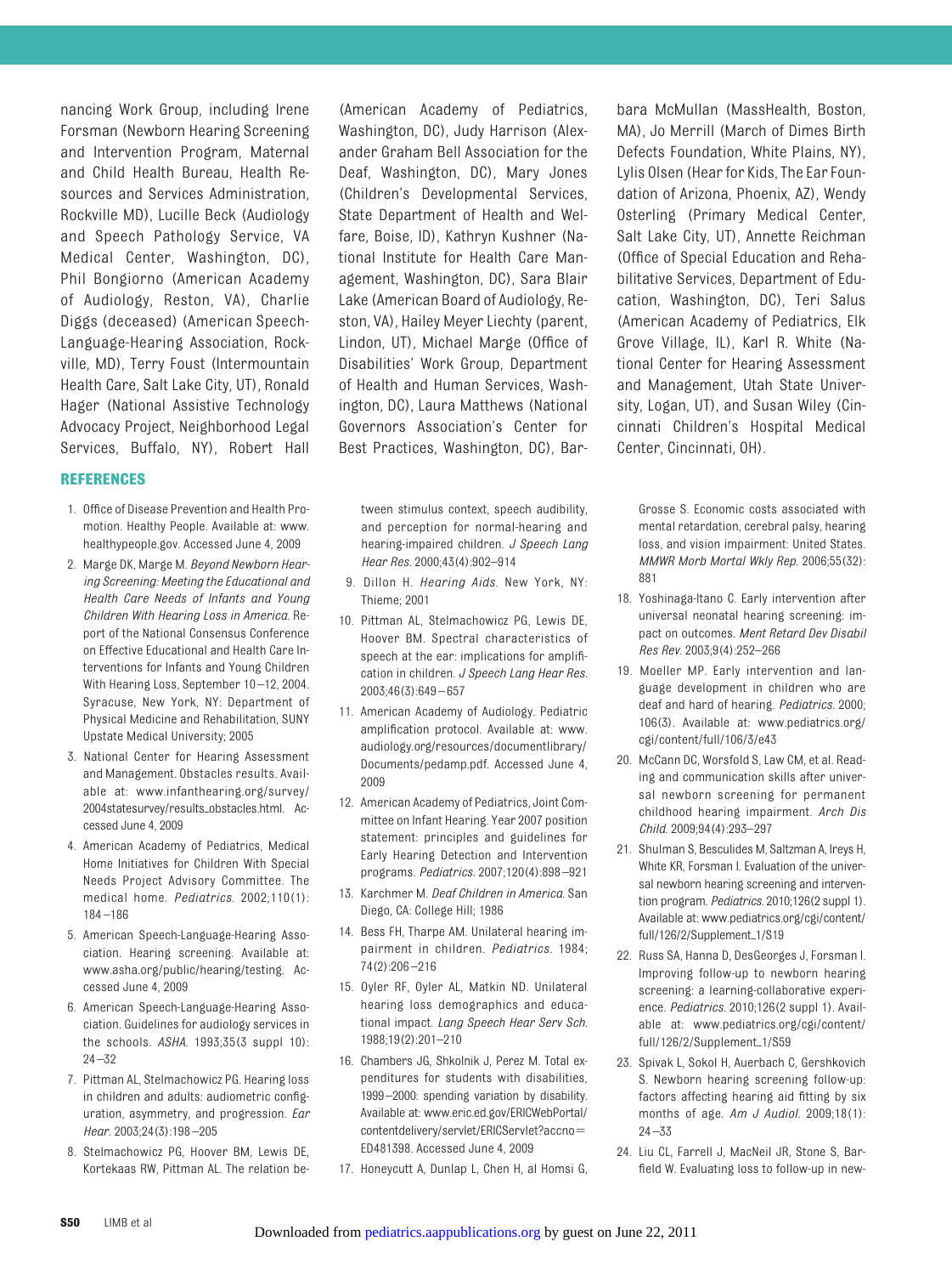nancing Work Group, including Irene Forsman (Newborn Hearing Screening and Intervention Program, Maternal and Child Health Bureau, Health Resources and Services Administration, Rockville MD), Lucille Beck (Audiology and Speech Pathology Service, VA Medical Center, Washington, DC), Phil Bongiorno (American Academy of Audiology, Reston, VA), Charlie Diggs (deceased) (American Speech-Language-Hearing Association, Rockville, MD), Terry Foust (Intermountain Health Care, Salt Lake City, UT), Ronald Hager (National Assistive Technology Advocacy Project, Neighborhood Legal Services, Buffalo, NY), Robert Hall (American Academy of Pediatrics, Washington, DC), Judy Harrison (Alexander Graham Bell Association for the Deaf, Washington, DC), Mary Jones (Children's Developmental Services, State Department of Health and Welfare, Boise, ID), Kathryn Kushner (National Institute for Health Care Management, Washington, DC), Sara Blair Lake (American Board of Audiology, Reston, VA), Hailey Meyer Liechty (parent, Lindon, UT), Michael Marge (Office of Disabilities' Work Group, Department of Health and Human Services, Washington, DC), Laura Matthews (National Governors Association's Center for Best Practices, Washington, DC), Barbara McMullan (MassHealth, Boston, MA), Jo Merrill (March of Dimes Birth Defects Foundation, White Plains, NY), Lylis Olsen (Hear for Kids, The Ear Foundation of Arizona, Phoenix, AZ), Wendy Osterling (Primary Medical Center, Salt Lake City, UT), Annette Reichman (Office of Special Education and Rehabilitative Services, Department of Education, Washington, DC), Teri Salus (American Academy of Pediatrics, Elk Grove Village, IL), Karl R. White (National Center for Hearing Assessment and Management, Utah State University, Logan, UT), and Susan Wiley (Cincinnati Children's Hospital Medical Center, Cincinnati, OH).

## REFERENCES

1. Office of Disease Prevention and Health Promotion. Healthy People. Available at: www.healthypeople.gov. Accessed June 4, 2009
2. Marge DK, Marge M. *Beyond Newborn Hearing Screening: Meeting the Educational and Health Care Needs of Infants and Young Children With Hearing Loss in America*. Report of the National Consensus Conference on Effective Educational and Health Care Interventions for Infants and Young Children With Hearing Loss, September 10–12, 2004. Syracuse, New York, NY: Department of Physical Medicine and Rehabilitation, SUNY Upstate Medical University; 2005
3. National Center for Hearing Assessment and Management. Obstacles results. Available at: www.infanthearing.org/survey/2004statesurvey/results_obstacles.html. Accessed June 4, 2009
4. American Academy of Pediatrics, Medical Home Initiatives for Children With Special Needs Project Advisory Committee. The medical home. *Pediatrics*. 2002;110(1):184–186
5. American Speech-Language-Hearing Association. Hearing screening. Available at: www.asha.org/public/hearing/testing. Accessed June 4, 2009
6. American Speech-Language-Hearing Association. Guidelines for audiology services in the schools. *ASHA*. 1993;35(3 suppl 10):24–32
7. Pittman AL, Stelmachowicz PG. Hearing loss in children and adults: audiometric configuration, asymmetry, and progression. *Ear Hear*. 2003;24(3):198–205
8. Stelmachowicz PG, Hoover BM, Lewis DE, Kortekaas RW, Pittman AL. The relation between stimulus context, speech audibility, and perception for normal-hearing and hearing-impaired children. *J Speech Lang Hear Res*. 2000;43(4):902–914
9. Dillon H. *Hearing Aids*. New York, NY: Thieme; 2001
10. Pittman AL, Stelmachowicz PG, Lewis DE, Hoover BM. Spectral characteristics of speech at the ear: implications for amplification in children. *J Speech Lang Hear Res*. 2003;46(3):649–657
11. American Academy of Audiology. Pediatric amplification protocol. Available at: www.audiology.org/resources/documentlibrary/Documents/pedamp.pdf. Accessed June 4, 2009
12. American Academy of Pediatrics, Joint Committee on Infant Hearing. Year 2007 position statement: principles and guidelines for Early Hearing Detection and Intervention programs. *Pediatrics*. 2007;120(4):898–921
13. Karchmer M. *Deaf Children in America*. San Diego, CA: College Hill; 1986
14. Bess FH, Tharpe AM. Unilateral hearing impairment in children. *Pediatrics*. 1984;74(2):206–216
15. Oyler RF, Oyler AL, Matkin ND. Unilateral hearing loss demographics and educational impact. *Lang Speech Hear Serv Sch*. 1988;19(2):201–210
16. Chambers JG, Shkolnik J, Perez M. Total expenditures for students with disabilities, 1999–2000: spending variation by disability. Available at: www.eric.ed.gov/ERICWebPortal/contentdelivery/servlet/ERICServlet?accno=ED481398. Accessed June 4, 2009
17. Honeycutt A, Dunlap L, Chen H, al Homsi G, Grosse S. Economic costs associated with mental retardation, cerebral palsy, hearing loss, and vision impairment: United States. *MMWR Morb Mortal Wkly Rep*. 2006;55(32):881
18. Yoshinaga-Itano C. Early intervention after universal neonatal hearing screening: impact on outcomes. *Ment Retard Dev Disabil Res Rev*. 2003;9(4):252–266
19. Moeller MP. Early intervention and language development in children who are deaf and hard of hearing. *Pediatrics*. 2000;106(3). Available at: www.pediatrics.org/cgi/content/full/106/3/e43
20. McCann DC, Worsfold S, Law CM, et al. Reading and communication skills after universal newborn screening for permanent childhood hearing impairment. *Arch Dis Child*. 2009;94(4):293–297
21. Shulman S, Besculides M, Saltzman A, Ireys H, White KR, Forsman I. Evaluation of the universal newborn hearing screening and intervention program. *Pediatrics*. 2010;126(2 suppl 1). Available at: www.pediatrics.org/cgi/content/full/126/2/Supplement_1/S19
22. Russ SA, Hanna D, DesGeorges J, Forsman I. Improving follow-up to newborn hearing screening: a learning-collaborative experience. *Pediatrics*. 2010;126(2 suppl 1). Available at: www.pediatrics.org/cgi/content/full/126/2/Supplement_1/S59
23. Spivak L, Sokol H, Auerbach C, Gershkovich S. Newborn hearing screening follow-up: factors affecting hearing aid fitting by six months of age. *Am J Audiol*. 2009;18(1):24–33
24. Liu CL, Farrell J, MacNeil JR, Stone S, Barfield W. Evaluating loss to follow-up in new-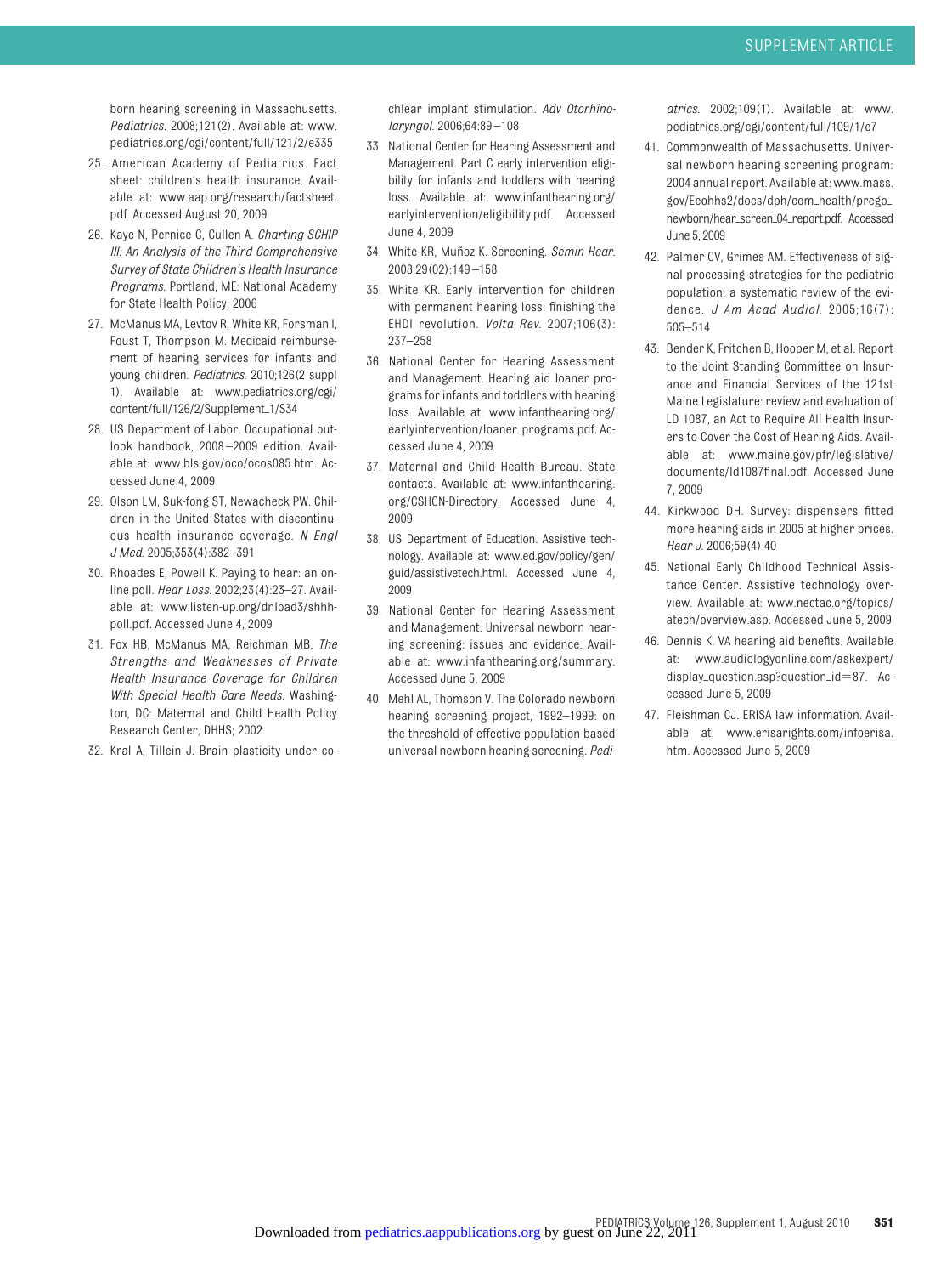born hearing screening in Massachusetts. *Pediatrics*. 2008;121(2). Available at: www.pediatrics.org/cgi/content/full/121/2/e335

25. American Academy of Pediatrics. Fact sheet: children's health insurance. Available at: www.aap.org/research/factsheet.pdf. Accessed August 20, 2009
26. Kaye N, Pernice C, Cullen A. *Charting SCHIP III: An Analysis of the Third Comprehensive Survey of State Children's Health Insurance Programs*. Portland, ME: National Academy for State Health Policy; 2006
27. McManus MA, Levtov R, White KR, Forsman I, Foust T, Thompson M. Medicaid reimbursement of hearing services for infants and young children. *Pediatrics*. 2010;126(2 suppl 1). Available at: www.pediatrics.org/cgi/content/full/126/2/Supplement_1/S34
28. US Department of Labor. Occupational outlook handbook, 2008–2009 edition. Available at: www.bls.gov/oco/ocos085.htm. Accessed June 4, 2009
29. Olson LM, Suk-fong ST, Newacheck PW. Children in the United States with discontinuous health insurance coverage. *N Engl J Med*. 2005;353(4):382–391
30. Rhoades E, Powell K. Paying to hear: an online poll. *Hear Loss*. 2002;23(4):23–27. Available at: www.listen-up.org/dnload3/shhh-poll.pdf. Accessed June 4, 2009
31. Fox HB, McManus MA, Reichman MB. *The Strengths and Weaknesses of Private Health Insurance Coverage for Children With Special Health Care Needs*. Washington, DC: Maternal and Child Health Policy Research Center, DHHS; 2002
32. Kral A, Tillein J. Brain plasticity under cochlear implant stimulation. *Adv Otorhinolaryngol*. 2006;64:89–108
33. National Center for Hearing Assessment and Management. Part C early intervention eligibility for infants and toddlers with hearing loss. Available at: www.infanthearing.org/earlyintervention/eligibility.pdf. Accessed June 4, 2009
34. White KR, Muñoz K. Screening. *Semin Hear*. 2008;29(02):149–158
35. White KR. Early intervention for children with permanent hearing loss: finishing the EHDI revolution. *Volta Rev*. 2007;106(3):237–258
36. National Center for Hearing Assessment and Management. Hearing aid loaner programs for infants and toddlers with hearing loss. Available at: www.infanthearing.org/earlyintervention/loaner_programs.pdf. Accessed June 4, 2009
37. Maternal and Child Health Bureau. State contacts. Available at: www.infanthearing.org/CSHCN-Directory. Accessed June 4, 2009
38. US Department of Education. Assistive technology. Available at: www.ed.gov/policy/gen/guid/assistivetech.html. Accessed June 4, 2009
39. National Center for Hearing Assessment and Management. Universal newborn hearing screening: issues and evidence. Available at: www.infanthearing.org/summary. Accessed June 5, 2009
40. Mehl AL, Thomson V. The Colorado newborn hearing screening project, 1992–1999: on the threshold of effective population-based universal newborn hearing screening. *Pediatrics*. 2002;109(1). Available at: www.pediatrics.org/cgi/content/full/109/1/e7
41. Commonwealth of Massachusetts. Universal newborn hearing screening program: 2004 annual report. Available at: www.mass.gov/Eeohhs2/docs/dph/com_health/prego_newborn/hear_screen_04_report.pdf. Accessed June 5, 2009
42. Palmer CV, Grimes AM. Effectiveness of signal processing strategies for the pediatric population: a systematic review of the evidence. *J Am Acad Audiol*. 2005;16(7):505–514
43. Bender K, Fritchen B, Hooper M, et al. Report to the Joint Standing Committee on Insurance and Financial Services of the 121st Maine Legislature: review and evaluation of LD 1087, an Act to Require All Health Insurers to Cover the Cost of Hearing Aids. Available at: www.maine.gov/pfr/legislative/documents/ld1087final.pdf. Accessed June 7, 2009
44. Kirkwood DH. Survey: dispensers fitted more hearing aids in 2005 at higher prices. *Hear J*. 2006;59(4):40
45. National Early Childhood Technical Assistance Center. Assistive technology overview. Available at: www.nectac.org/topics/atech/overview.asp. Accessed June 5, 2009
46. Dennis K. VA hearing aid benefits. Available at: www.audiologyonline.com/askexpert/display_question.asp?question_id=87. Accessed June 5, 2009
47. Fleishman CJ. ERISA law information. Available at: www.erisarights.com/infoerisa.htm. Accessed June 5, 2009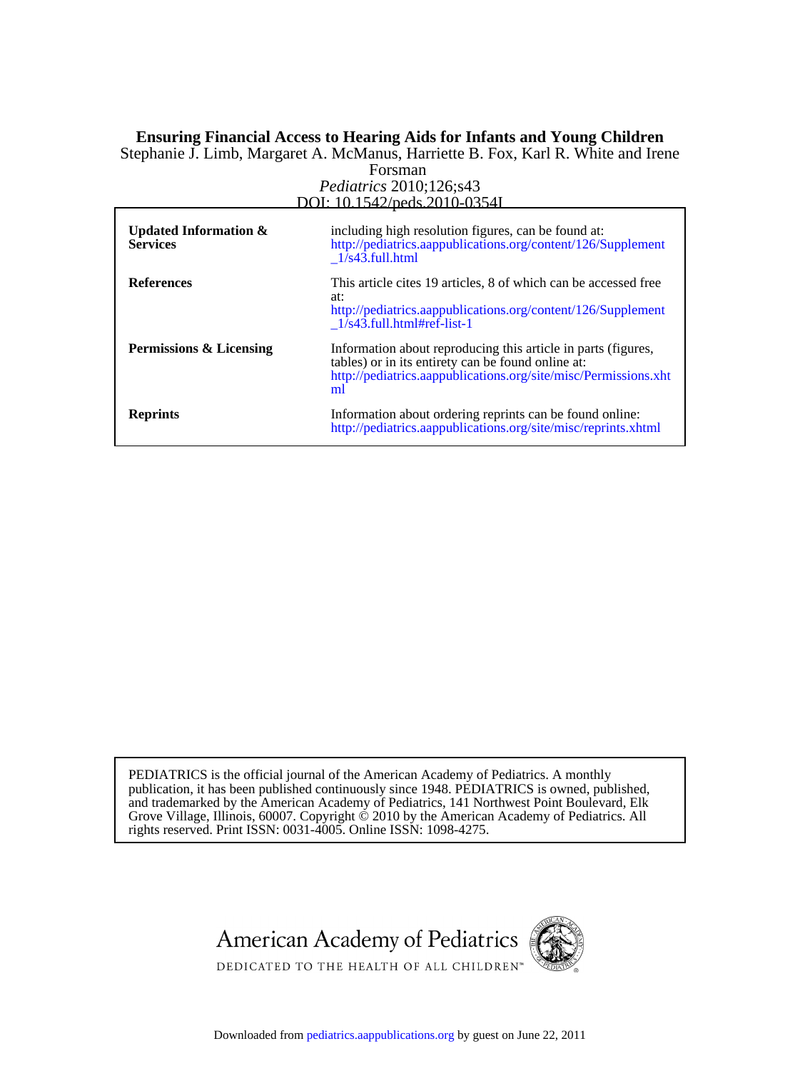**Ensuring Financial Access to Hearing Aids for Infants and Young Children**

Stephanie J. Limb, Margaret A. McManus, Harriette B. Fox, Karl R. White and Irene Forsman

*Pediatrics* 2010;126;s43

DOI: 10.1542/peds.2010-0354I

| | |
|---|---|
| **Updated Information & Services** | including high resolution figures, can be found at: http://pediatrics.aappublications.org/content/126/Supplement_1/s43.full.html |
| **References** | This article cites 19 articles, 8 of which can be accessed free at: http://pediatrics.aappublications.org/content/126/Supplement_1/s43.full.html#ref-list-1 |
| **Permissions & Licensing** | Information about reproducing this article in parts (figures, tables) or in its entirety can be found online at: http://pediatrics.aappublications.org/site/misc/Permissions.xhtml |
| **Reprints** | Information about ordering reprints can be found online: http://pediatrics.aappublications.org/site/misc/reprints.xhtml |

PEDIATRICS is the official journal of the American Academy of Pediatrics. A monthly publication, it has been published continuously since 1948. PEDIATRICS is owned, published, and trademarked by the American Academy of Pediatrics, 141 Northwest Point Boulevard, Elk Grove Village, Illinois, 60007. Copyright © 2010 by the American Academy of Pediatrics. All rights reserved. Print ISSN: 0031-4005. Online ISSN: 1098-4275.

American Academy of Pediatrics

DEDICATED TO THE HEALTH OF ALL CHILDREN™

Downloaded from pediatrics.aappublications.org by guest on June 22, 2011